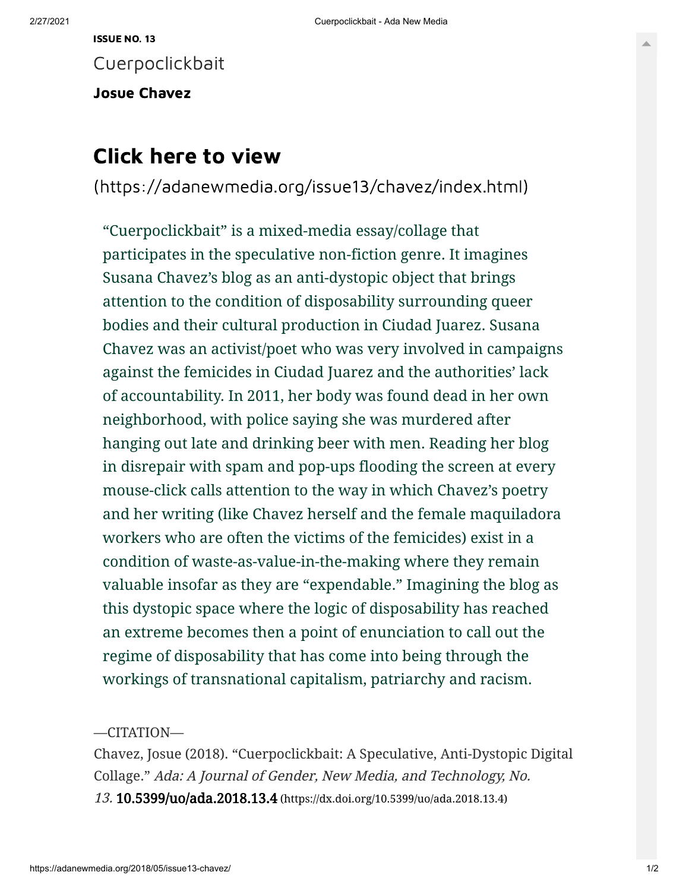**ISSUE NO. 13**

# Cuerpoclickbait

**Josue Chavez**

## Click here to view

(https://adanewmedia.org/issue13/chavez/index.html)

"Cuerpoclickbait" is a mixed-media essay/collage that participates in the speculative non-fiction genre. It imagines Susana Chavez's blog as an anti-dystopic object that brings attention to the condition of disposability surrounding queer bodies and their cultural production in Ciudad Juarez. Susana Chavez was an activist/poet who was very involved in campaigns against the femicides in Ciudad Juarez and the authorities' lack of accountability. In 2011, her body was found dead in her own neighborhood, with police saying she was murdered after hanging out late and drinking beer with men. Reading her blog in disrepair with spam and pop-ups flooding the screen at every mouse-click calls attention to the way in which Chavez's poetry and her writing (like Chavez herself and the female maquiladora workers who are often the victims of the femicides) exist in a condition of waste-as-value-in-the-making where they remain valuable insofar as they are "expendable." Imagining the blog as this dystopic space where the logic of disposability has reached an extreme becomes then a point of enunciation to call out the regime of disposability that has come into being through the workings of transnational capitalism, patriarchy and racism.

—CITATION—

Chavez, Josue (2018). "Cuerpoclickbait: A Speculative, Anti-Dystopic Digital Collage." *Ada: A Journal of Gender, New Media, and Technology, No. 13.* **10.5399/uo/ada.2018.13.4** (https://dx.doi.org/10.5399/uo/ada.2018.13.4)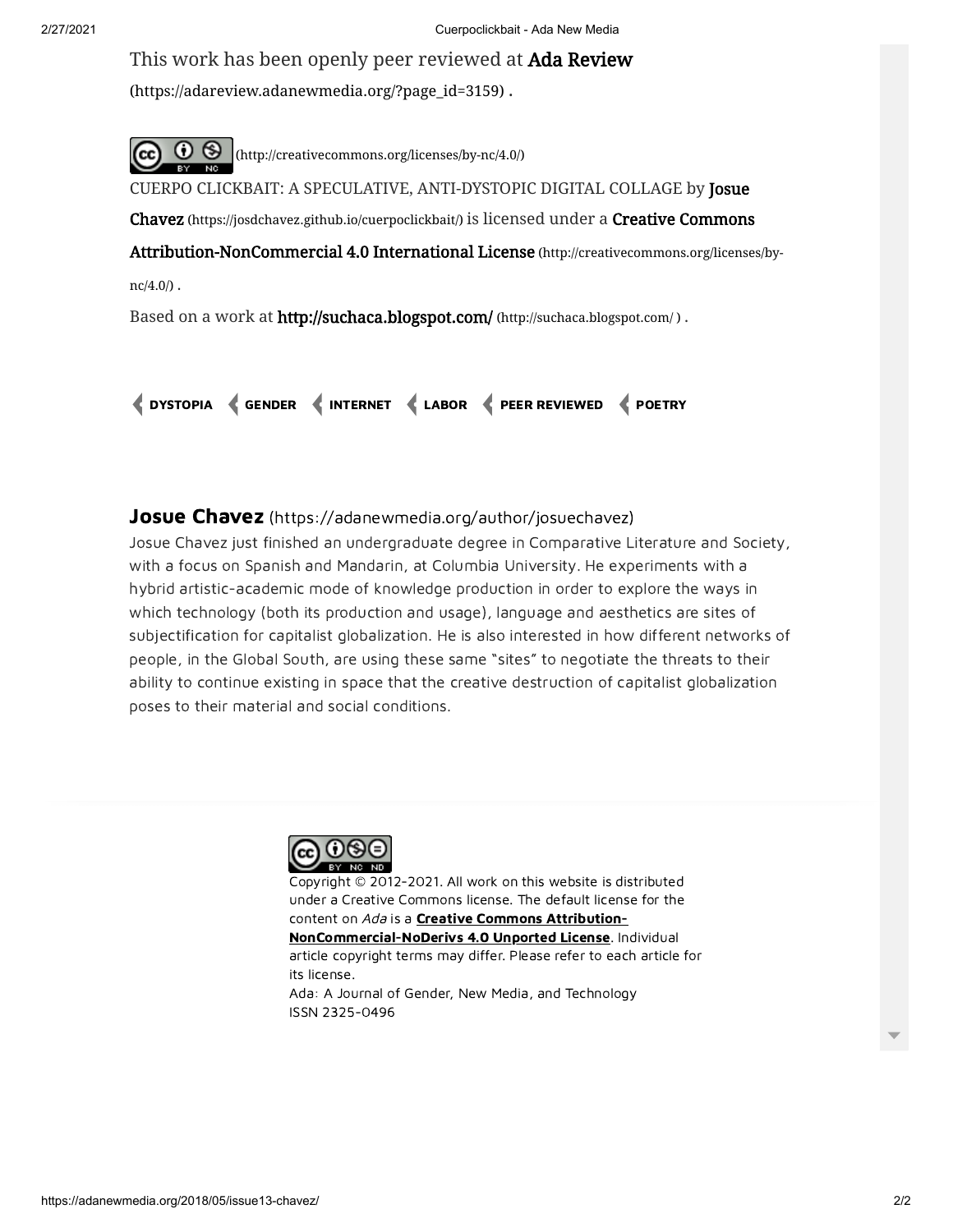This work has been openly peer reviewed at **Ada Review** (https://adareview.adanewmedia.org/?page_id=3159) .

(http://creativecommons.org/licenses/by-nc/4.0/)

CUERPO CLICKBAIT: A SPECULATIVE, ANTI-DYSTOPIC DIGITAL COLLAGE by **Josue Chavez** (https://josdchavez.github.io/cuerpoclickbait/) is licensed under a **Creative Commons Attribution-NonCommercial 4.0 International License** (http://creativecommons.org/licenses/by-nc/4.0/) .

Based on a work at **http://suchaca.blogspot.com/** (http://suchaca.blogspot.com/ ) .

DYSTOPIA GENDER INTERNET LABOR PEER REVIEWED POETRY

## Josue Chavez (https://adanewmedia.org/author/josuechavez)

Josue Chavez just finished an undergraduate degree in Comparative Literature and Society, with a focus on Spanish and Mandarin, at Columbia University. He experiments with a hybrid artistic-academic mode of knowledge production in order to explore the ways in which technology (both its production and usage), language and aesthetics are sites of subjectification for capitalist globalization. He is also interested in how different networks of people, in the Global South, are using these same "sites" to negotiate the threats to their ability to continue existing in space that the creative destruction of capitalist globalization poses to their material and social conditions.

Copyright © 2012-2021. All work on this website is distributed under a Creative Commons license. The default license for the content on *Ada* is a **Creative Commons Attribution-NonCommercial-NoDerivs 4.0 Unported License**. Individual article copyright terms may differ. Please refer to each article for its license.
Ada: A Journal of Gender, New Media, and Technology
ISSN 2325-0496